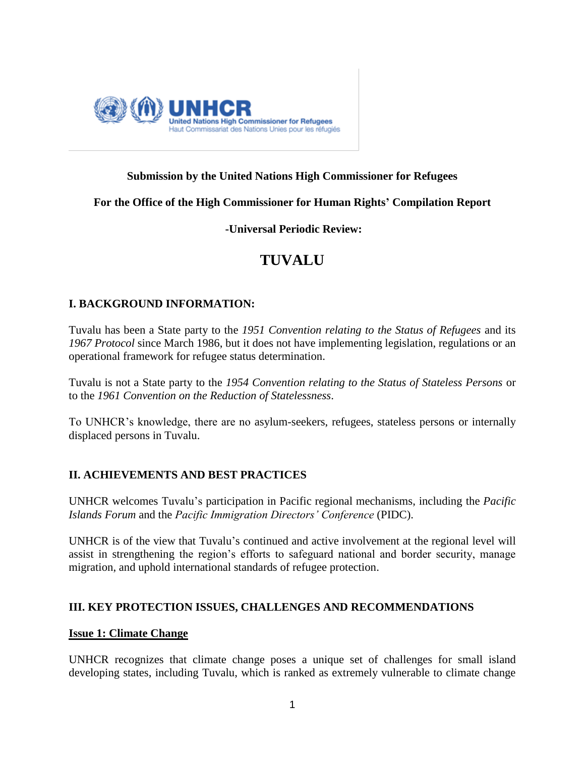UNHCR
United Nations High Commissioner for Refugees
Haut Commissariat des Nations Unies pour les réfugiés

**Submission by the United Nations High Commissioner for Refugees**

**For the Office of the High Commissioner for Human Rights' Compilation Report**

**-Universal Periodic Review:**

# TUVALU

## I. BACKGROUND INFORMATION:

Tuvalu has been a State party to the *1951 Convention relating to the Status of Refugees* and its *1967 Protocol* since March 1986, but it does not have implementing legislation, regulations or an operational framework for refugee status determination.

Tuvalu is not a State party to the *1954 Convention relating to the Status of Stateless Persons* or to the *1961 Convention on the Reduction of Statelessness*.

To UNHCR's knowledge, there are no asylum-seekers, refugees, stateless persons or internally displaced persons in Tuvalu.

## II. ACHIEVEMENTS AND BEST PRACTICES

UNHCR welcomes Tuvalu's participation in Pacific regional mechanisms, including the *Pacific Islands Forum* and the *Pacific Immigration Directors' Conference* (PIDC).

UNHCR is of the view that Tuvalu's continued and active involvement at the regional level will assist in strengthening the region's efforts to safeguard national and border security, manage migration, and uphold international standards of refugee protection.

## III. KEY PROTECTION ISSUES, CHALLENGES AND RECOMMENDATIONS

### Issue 1: Climate Change

UNHCR recognizes that climate change poses a unique set of challenges for small island developing states, including Tuvalu, which is ranked as extremely vulnerable to climate change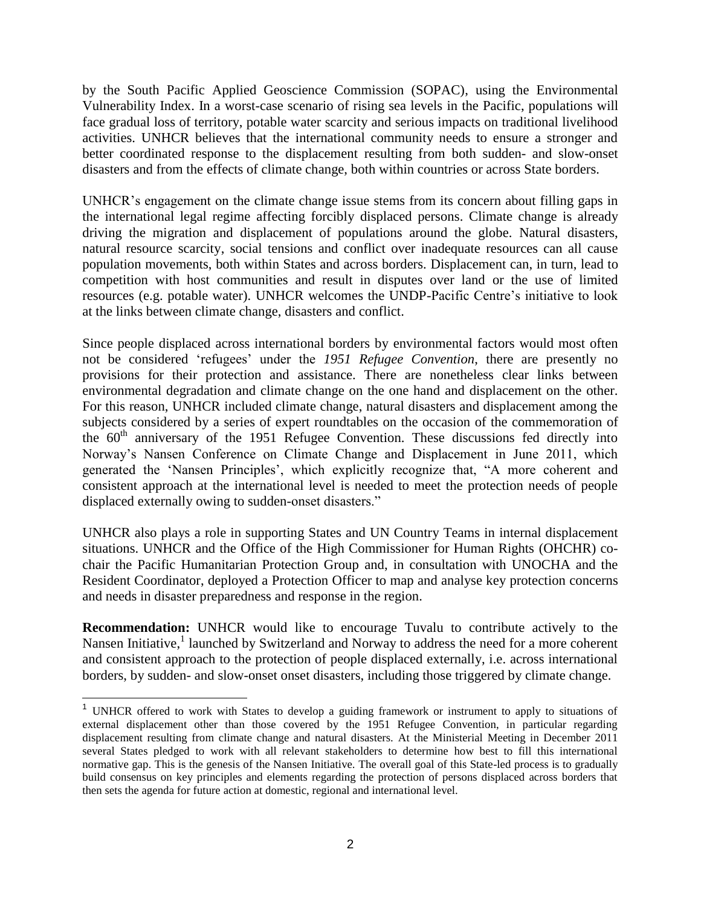by the South Pacific Applied Geoscience Commission (SOPAC), using the Environmental Vulnerability Index. In a worst-case scenario of rising sea levels in the Pacific, populations will face gradual loss of territory, potable water scarcity and serious impacts on traditional livelihood activities. UNHCR believes that the international community needs to ensure a stronger and better coordinated response to the displacement resulting from both sudden- and slow-onset disasters and from the effects of climate change, both within countries or across State borders.

UNHCR's engagement on the climate change issue stems from its concern about filling gaps in the international legal regime affecting forcibly displaced persons. Climate change is already driving the migration and displacement of populations around the globe. Natural disasters, natural resource scarcity, social tensions and conflict over inadequate resources can all cause population movements, both within States and across borders. Displacement can, in turn, lead to competition with host communities and result in disputes over land or the use of limited resources (e.g. potable water). UNHCR welcomes the UNDP-Pacific Centre's initiative to look at the links between climate change, disasters and conflict.

Since people displaced across international borders by environmental factors would most often not be considered 'refugees' under the *1951 Refugee Convention*, there are presently no provisions for their protection and assistance. There are nonetheless clear links between environmental degradation and climate change on the one hand and displacement on the other. For this reason, UNHCR included climate change, natural disasters and displacement among the subjects considered by a series of expert roundtables on the occasion of the commemoration of the 60th anniversary of the 1951 Refugee Convention. These discussions fed directly into Norway's Nansen Conference on Climate Change and Displacement in June 2011, which generated the 'Nansen Principles', which explicitly recognize that, "A more coherent and consistent approach at the international level is needed to meet the protection needs of people displaced externally owing to sudden-onset disasters."

UNHCR also plays a role in supporting States and UN Country Teams in internal displacement situations. UNHCR and the Office of the High Commissioner for Human Rights (OHCHR) co-chair the Pacific Humanitarian Protection Group and, in consultation with UNOCHA and the Resident Coordinator, deployed a Protection Officer to map and analyse key protection concerns and needs in disaster preparedness and response in the region.

**Recommendation:** UNHCR would like to encourage Tuvalu to contribute actively to the Nansen Initiative,[1] launched by Switzerland and Norway to address the need for a more coherent and consistent approach to the protection of people displaced externally, i.e. across international borders, by sudden- and slow-onset onset disasters, including those triggered by climate change.

[1] UNHCR offered to work with States to develop a guiding framework or instrument to apply to situations of external displacement other than those covered by the 1951 Refugee Convention, in particular regarding displacement resulting from climate change and natural disasters. At the Ministerial Meeting in December 2011 several States pledged to work with all relevant stakeholders to determine how best to fill this international normative gap. This is the genesis of the Nansen Initiative. The overall goal of this State-led process is to gradually build consensus on key principles and elements regarding the protection of persons displaced across borders that then sets the agenda for future action at domestic, regional and international level.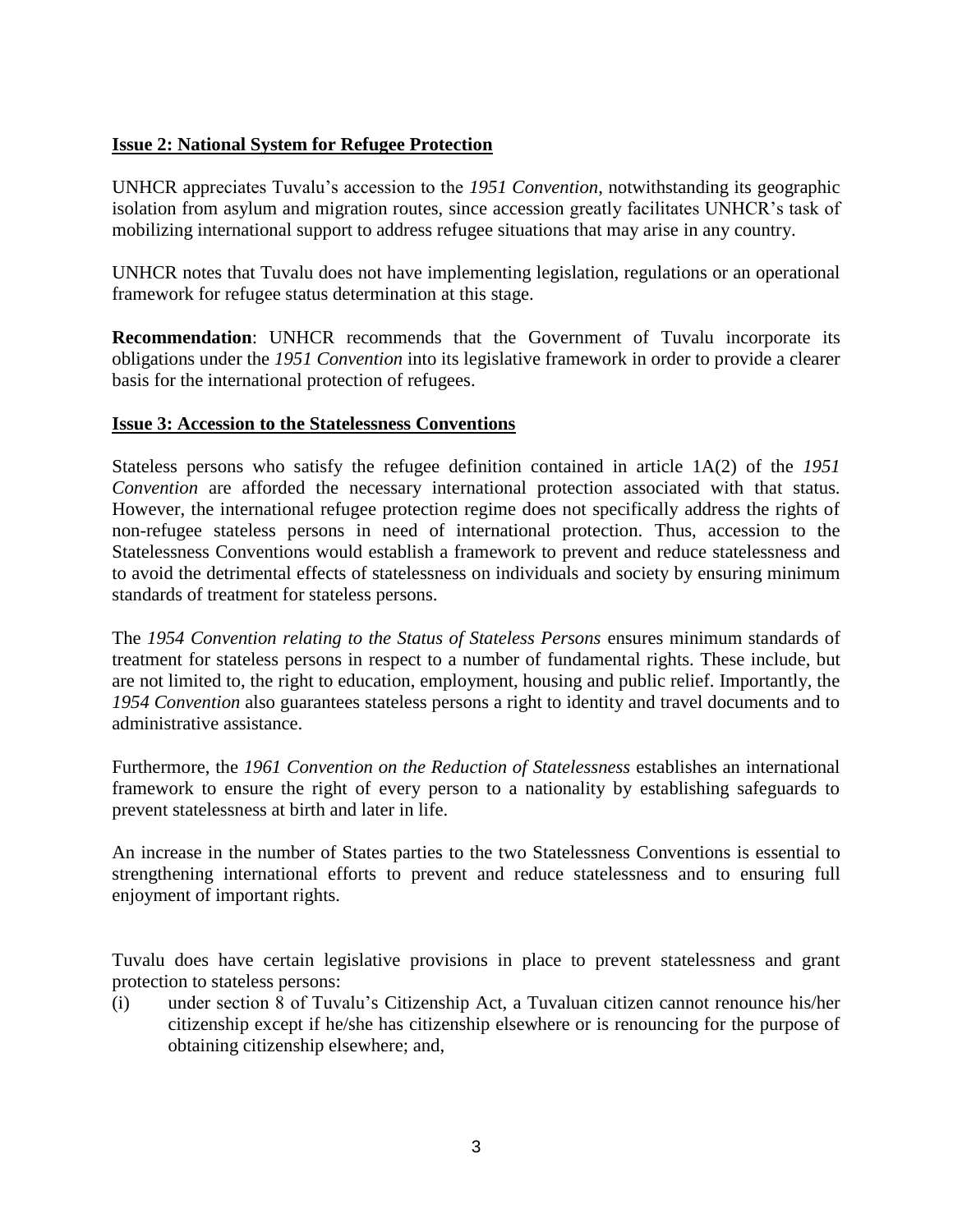**Issue 2: National System for Refugee Protection**

UNHCR appreciates Tuvalu's accession to the *1951 Convention*, notwithstanding its geographic isolation from asylum and migration routes, since accession greatly facilitates UNHCR's task of mobilizing international support to address refugee situations that may arise in any country.

UNHCR notes that Tuvalu does not have implementing legislation, regulations or an operational framework for refugee status determination at this stage.

**Recommendation**: UNHCR recommends that the Government of Tuvalu incorporate its obligations under the *1951 Convention* into its legislative framework in order to provide a clearer basis for the international protection of refugees.

**Issue 3: Accession to the Statelessness Conventions**

Stateless persons who satisfy the refugee definition contained in article 1A(2) of the *1951 Convention* are afforded the necessary international protection associated with that status. However, the international refugee protection regime does not specifically address the rights of non-refugee stateless persons in need of international protection. Thus, accession to the Statelessness Conventions would establish a framework to prevent and reduce statelessness and to avoid the detrimental effects of statelessness on individuals and society by ensuring minimum standards of treatment for stateless persons.

The *1954 Convention relating to the Status of Stateless Persons* ensures minimum standards of treatment for stateless persons in respect to a number of fundamental rights. These include, but are not limited to, the right to education, employment, housing and public relief. Importantly, the *1954 Convention* also guarantees stateless persons a right to identity and travel documents and to administrative assistance.

Furthermore, the *1961 Convention on the Reduction of Statelessness* establishes an international framework to ensure the right of every person to a nationality by establishing safeguards to prevent statelessness at birth and later in life.

An increase in the number of States parties to the two Statelessness Conventions is essential to strengthening international efforts to prevent and reduce statelessness and to ensuring full enjoyment of important rights.

Tuvalu does have certain legislative provisions in place to prevent statelessness and grant protection to stateless persons:

(i) under section 8 of Tuvalu's Citizenship Act, a Tuvaluan citizen cannot renounce his/her citizenship except if he/she has citizenship elsewhere or is renouncing for the purpose of obtaining citizenship elsewhere; and,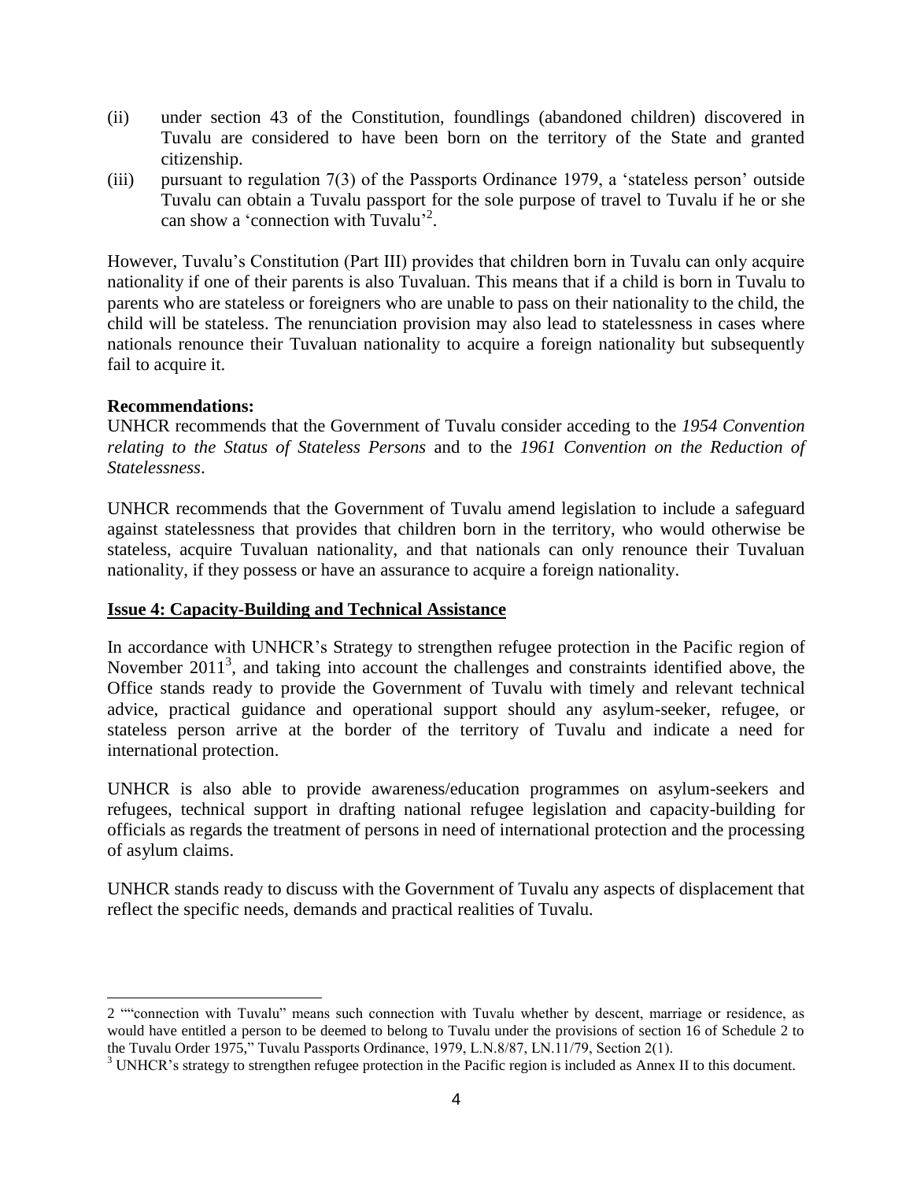(ii) under section 43 of the Constitution, foundlings (abandoned children) discovered in Tuvalu are considered to have been born on the territory of the State and granted citizenship.

(iii) pursuant to regulation 7(3) of the Passports Ordinance 1979, a 'stateless person' outside Tuvalu can obtain a Tuvalu passport for the sole purpose of travel to Tuvalu if he or she can show a 'connection with Tuvalu'[2].

However, Tuvalu's Constitution (Part III) provides that children born in Tuvalu can only acquire nationality if one of their parents is also Tuvaluan. This means that if a child is born in Tuvalu to parents who are stateless or foreigners who are unable to pass on their nationality to the child, the child will be stateless. The renunciation provision may also lead to statelessness in cases where nationals renounce their Tuvaluan nationality to acquire a foreign nationality but subsequently fail to acquire it.

**Recommendations:**
UNHCR recommends that the Government of Tuvalu consider acceding to the *1954 Convention relating to the Status of Stateless Persons* and to the *1961 Convention on the Reduction of Statelessness*.

UNHCR recommends that the Government of Tuvalu amend legislation to include a safeguard against statelessness that provides that children born in the territory, who would otherwise be stateless, acquire Tuvaluan nationality, and that nationals can only renounce their Tuvaluan nationality, if they possess or have an assurance to acquire a foreign nationality.

**Issue 4: Capacity-Building and Technical Assistance**

In accordance with UNHCR's Strategy to strengthen refugee protection in the Pacific region of November 2011[3], and taking into account the challenges and constraints identified above, the Office stands ready to provide the Government of Tuvalu with timely and relevant technical advice, practical guidance and operational support should any asylum-seeker, refugee, or stateless person arrive at the border of the territory of Tuvalu and indicate a need for international protection.

UNHCR is also able to provide awareness/education programmes on asylum-seekers and refugees, technical support in drafting national refugee legislation and capacity-building for officials as regards the treatment of persons in need of international protection and the processing of asylum claims.

UNHCR stands ready to discuss with the Government of Tuvalu any aspects of displacement that reflect the specific needs, demands and practical realities of Tuvalu.

---

[2] ""connection with Tuvalu" means such connection with Tuvalu whether by descent, marriage or residence, as would have entitled a person to be deemed to belong to Tuvalu under the provisions of section 16 of Schedule 2 to the Tuvalu Order 1975," Tuvalu Passports Ordinance, 1979, L.N.8/87, LN.11/79, Section 2(1).

[3] UNHCR's strategy to strengthen refugee protection in the Pacific region is included as Annex II to this document.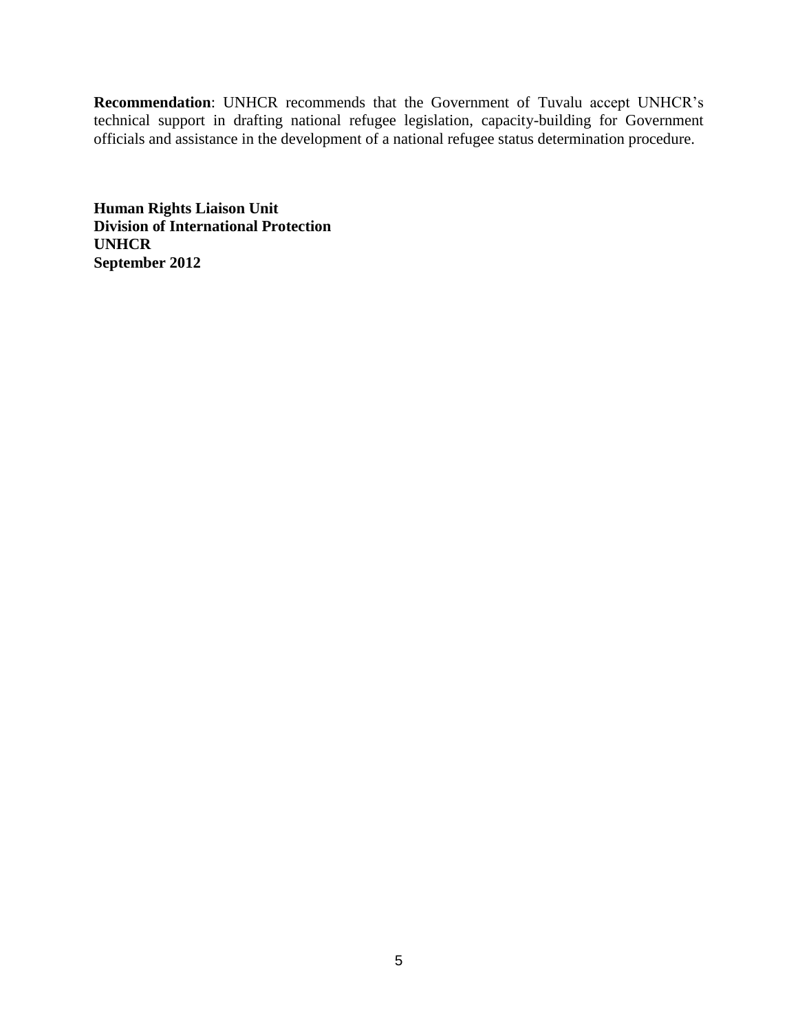**Recommendation**: UNHCR recommends that the Government of Tuvalu accept UNHCR's technical support in drafting national refugee legislation, capacity-building for Government officials and assistance in the development of a national refugee status determination procedure.

**Human Rights Liaison Unit**
**Division of International Protection**
**UNHCR**
**September 2012**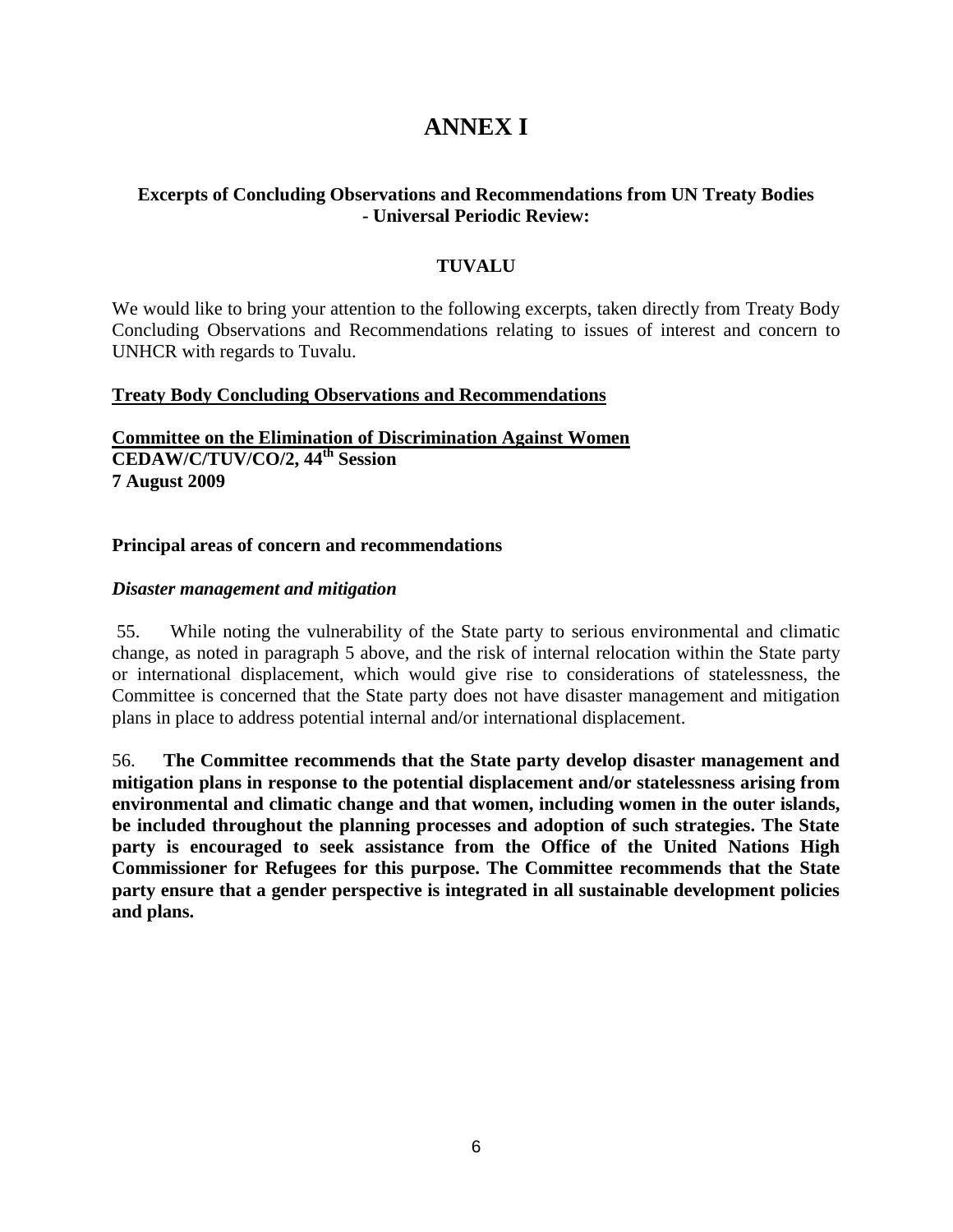# ANNEX I

**Excerpts of Concluding Observations and Recommendations from UN Treaty Bodies - Universal Periodic Review:**

**TUVALU**

We would like to bring your attention to the following excerpts, taken directly from Treaty Body Concluding Observations and Recommendations relating to issues of interest and concern to UNHCR with regards to Tuvalu.

**Treaty Body Concluding Observations and Recommendations**

**Committee on the Elimination of Discrimination Against Women**
**CEDAW/C/TUV/CO/2, 44th Session**
**7 August 2009**

**Principal areas of concern and recommendations**

***Disaster management and mitigation***

55. While noting the vulnerability of the State party to serious environmental and climatic change, as noted in paragraph 5 above, and the risk of internal relocation within the State party or international displacement, which would give rise to considerations of statelessness, the Committee is concerned that the State party does not have disaster management and mitigation plans in place to address potential internal and/or international displacement.

56. **The Committee recommends that the State party develop disaster management and mitigation plans in response to the potential displacement and/or statelessness arising from environmental and climatic change and that women, including women in the outer islands, be included throughout the planning processes and adoption of such strategies. The State party is encouraged to seek assistance from the Office of the United Nations High Commissioner for Refugees for this purpose. The Committee recommends that the State party ensure that a gender perspective is integrated in all sustainable development policies and plans.**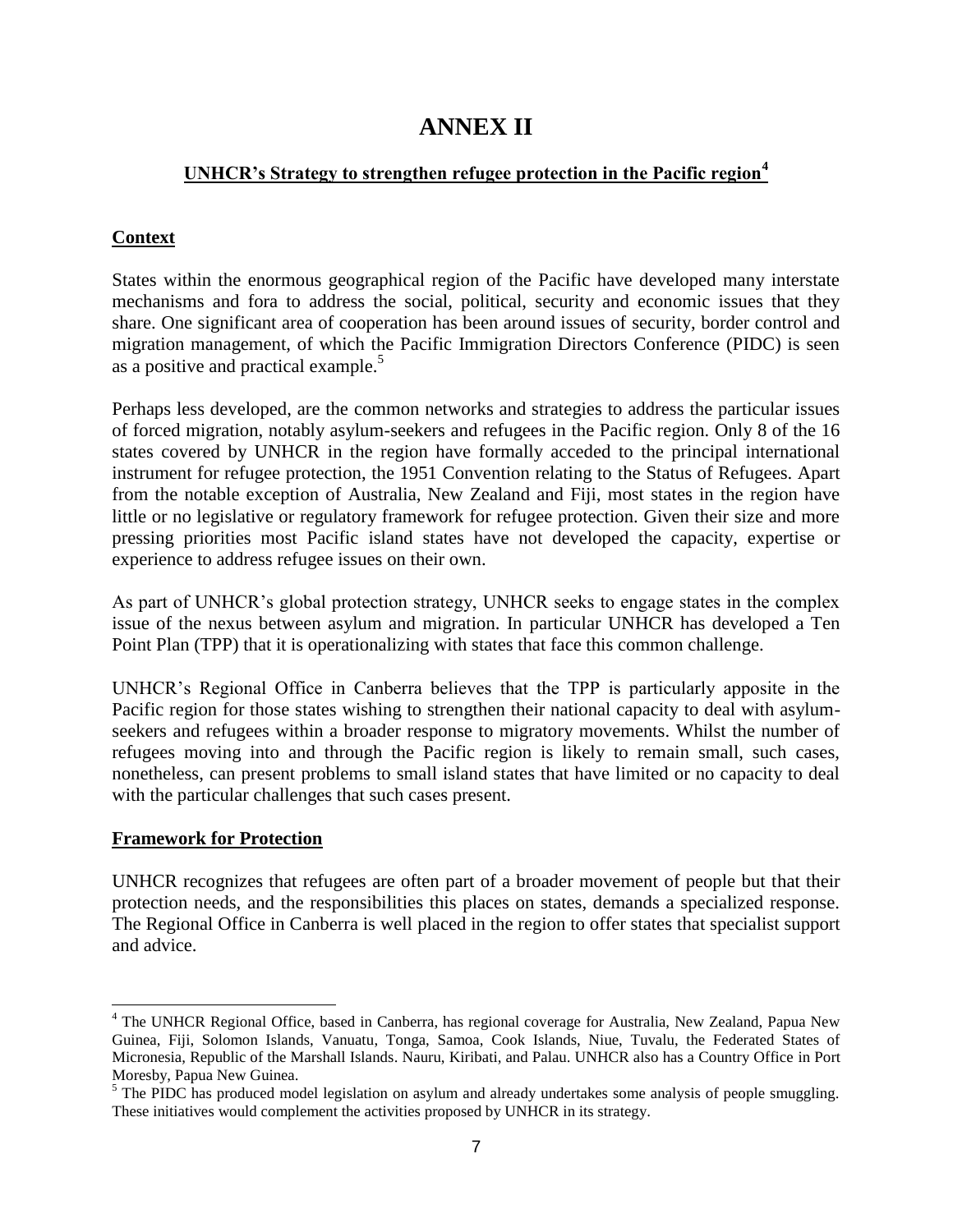# ANNEX II

## UNHCR's Strategy to strengthen refugee protection in the Pacific region[4]

### Context

States within the enormous geographical region of the Pacific have developed many interstate mechanisms and fora to address the social, political, security and economic issues that they share. One significant area of cooperation has been around issues of security, border control and migration management, of which the Pacific Immigration Directors Conference (PIDC) is seen as a positive and practical example.[5]

Perhaps less developed, are the common networks and strategies to address the particular issues of forced migration, notably asylum-seekers and refugees in the Pacific region. Only 8 of the 16 states covered by UNHCR in the region have formally acceded to the principal international instrument for refugee protection, the 1951 Convention relating to the Status of Refugees. Apart from the notable exception of Australia, New Zealand and Fiji, most states in the region have little or no legislative or regulatory framework for refugee protection. Given their size and more pressing priorities most Pacific island states have not developed the capacity, expertise or experience to address refugee issues on their own.

As part of UNHCR's global protection strategy, UNHCR seeks to engage states in the complex issue of the nexus between asylum and migration. In particular UNHCR has developed a Ten Point Plan (TPP) that it is operationalizing with states that face this common challenge.

UNHCR's Regional Office in Canberra believes that the TPP is particularly apposite in the Pacific region for those states wishing to strengthen their national capacity to deal with asylum-seekers and refugees within a broader response to migratory movements. Whilst the number of refugees moving into and through the Pacific region is likely to remain small, such cases, nonetheless, can present problems to small island states that have limited or no capacity to deal with the particular challenges that such cases present.

### Framework for Protection

UNHCR recognizes that refugees are often part of a broader movement of people but that their protection needs, and the responsibilities this places on states, demands a specialized response. The Regional Office in Canberra is well placed in the region to offer states that specialist support and advice.

---

[4] The UNHCR Regional Office, based in Canberra, has regional coverage for Australia, New Zealand, Papua New Guinea, Fiji, Solomon Islands, Vanuatu, Tonga, Samoa, Cook Islands, Niue, Tuvalu, the Federated States of Micronesia, Republic of the Marshall Islands. Nauru, Kiribati, and Palau. UNHCR also has a Country Office in Port Moresby, Papua New Guinea.

[5] The PIDC has produced model legislation on asylum and already undertakes some analysis of people smuggling. These initiatives would complement the activities proposed by UNHCR in its strategy.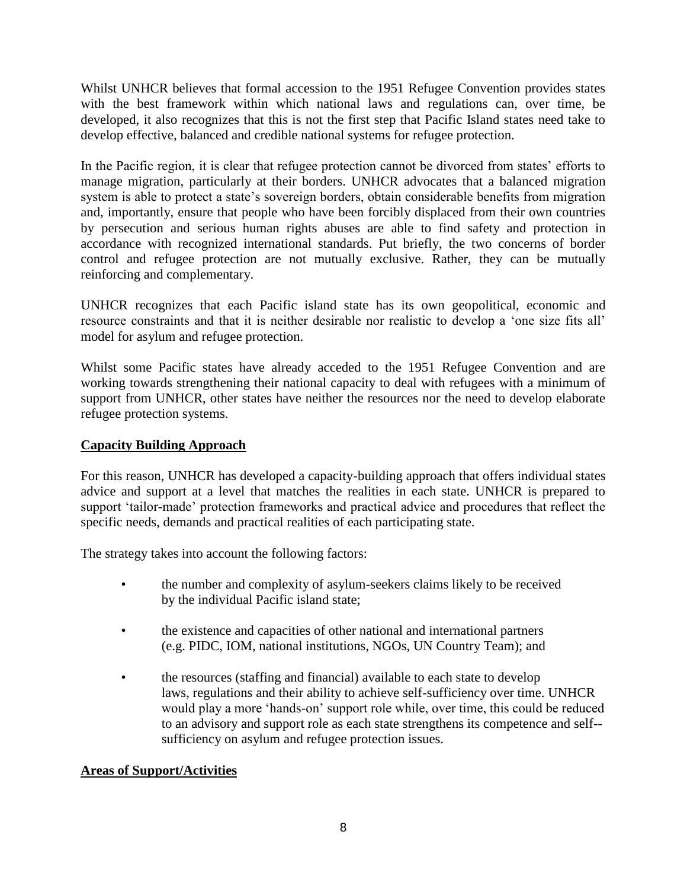Whilst UNHCR believes that formal accession to the 1951 Refugee Convention provides states with the best framework within which national laws and regulations can, over time, be developed, it also recognizes that this is not the first step that Pacific Island states need take to develop effective, balanced and credible national systems for refugee protection.

In the Pacific region, it is clear that refugee protection cannot be divorced from states' efforts to manage migration, particularly at their borders. UNHCR advocates that a balanced migration system is able to protect a state's sovereign borders, obtain considerable benefits from migration and, importantly, ensure that people who have been forcibly displaced from their own countries by persecution and serious human rights abuses are able to find safety and protection in accordance with recognized international standards. Put briefly, the two concerns of border control and refugee protection are not mutually exclusive. Rather, they can be mutually reinforcing and complementary.

UNHCR recognizes that each Pacific island state has its own geopolitical, economic and resource constraints and that it is neither desirable nor realistic to develop a 'one size fits all' model for asylum and refugee protection.

Whilst some Pacific states have already acceded to the 1951 Refugee Convention and are working towards strengthening their national capacity to deal with refugees with a minimum of support from UNHCR, other states have neither the resources nor the need to develop elaborate refugee protection systems.

## Capacity Building Approach

For this reason, UNHCR has developed a capacity-building approach that offers individual states advice and support at a level that matches the realities in each state. UNHCR is prepared to support 'tailor-made' protection frameworks and practical advice and procedures that reflect the specific needs, demands and practical realities of each participating state.

The strategy takes into account the following factors:

- the number and complexity of asylum-seekers claims likely to be received by the individual Pacific island state;
- the existence and capacities of other national and international partners (e.g. PIDC, IOM, national institutions, NGOs, UN Country Team); and
- the resources (staffing and financial) available to each state to develop laws, regulations and their ability to achieve self-sufficiency over time. UNHCR would play a more 'hands-on' support role while, over time, this could be reduced to an advisory and support role as each state strengthens its competence and self--sufficiency on asylum and refugee protection issues.

## Areas of Support/Activities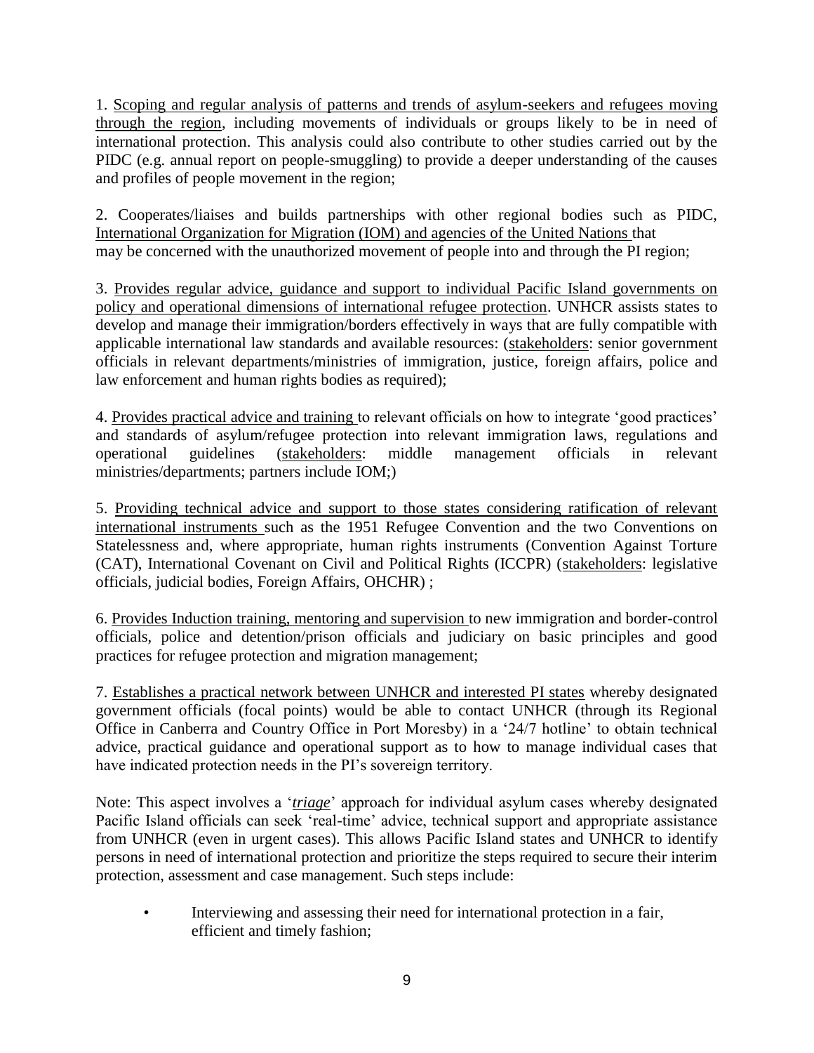1. Scoping and regular analysis of patterns and trends of asylum-seekers and refugees moving through the region, including movements of individuals or groups likely to be in need of international protection. This analysis could also contribute to other studies carried out by the PIDC (e.g. annual report on people-smuggling) to provide a deeper understanding of the causes and profiles of people movement in the region;

2. Cooperates/liaises and builds partnerships with other regional bodies such as PIDC, International Organization for Migration (IOM) and agencies of the United Nations that may be concerned with the unauthorized movement of people into and through the PI region;

3. Provides regular advice, guidance and support to individual Pacific Island governments on policy and operational dimensions of international refugee protection. UNHCR assists states to develop and manage their immigration/borders effectively in ways that are fully compatible with applicable international law standards and available resources: (stakeholders: senior government officials in relevant departments/ministries of immigration, justice, foreign affairs, police and law enforcement and human rights bodies as required);

4. Provides practical advice and training to relevant officials on how to integrate 'good practices' and standards of asylum/refugee protection into relevant immigration laws, regulations and operational guidelines (stakeholders: middle management officials in relevant ministries/departments; partners include IOM;)

5. Providing technical advice and support to those states considering ratification of relevant international instruments such as the 1951 Refugee Convention and the two Conventions on Statelessness and, where appropriate, human rights instruments (Convention Against Torture (CAT), International Covenant on Civil and Political Rights (ICCPR) (stakeholders: legislative officials, judicial bodies, Foreign Affairs, OHCHR) ;

6. Provides Induction training, mentoring and supervision to new immigration and border-control officials, police and detention/prison officials and judiciary on basic principles and good practices for refugee protection and migration management;

7. Establishes a practical network between UNHCR and interested PI states whereby designated government officials (focal points) would be able to contact UNHCR (through its Regional Office in Canberra and Country Office in Port Moresby) in a '24/7 hotline' to obtain technical advice, practical guidance and operational support as to how to manage individual cases that have indicated protection needs in the PI's sovereign territory.

Note: This aspect involves a '*triage*' approach for individual asylum cases whereby designated Pacific Island officials can seek 'real-time' advice, technical support and appropriate assistance from UNHCR (even in urgent cases). This allows Pacific Island states and UNHCR to identify persons in need of international protection and prioritize the steps required to secure their interim protection, assessment and case management. Such steps include:

- Interviewing and assessing their need for international protection in a fair, efficient and timely fashion;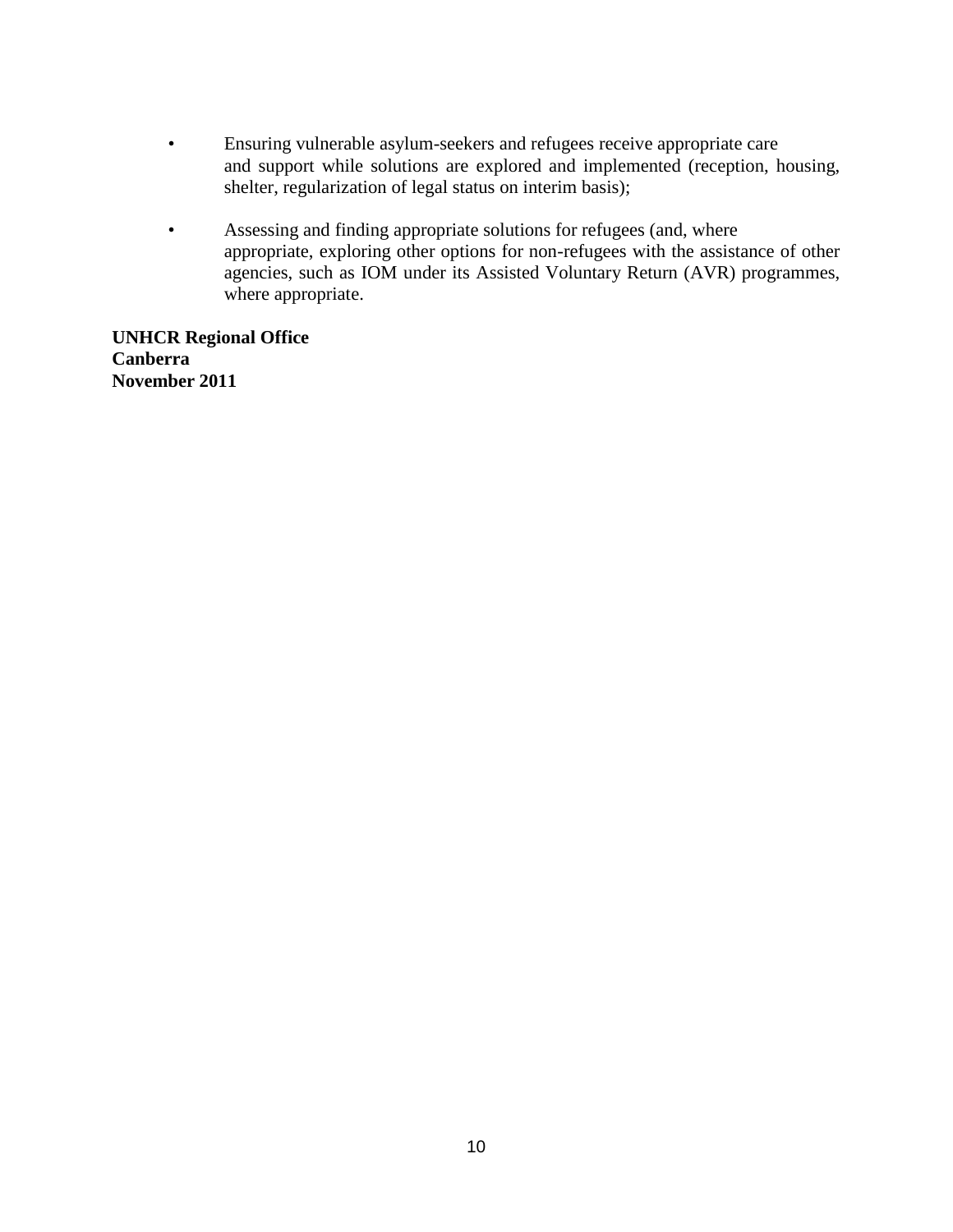- Ensuring vulnerable asylum-seekers and refugees receive appropriate care and support while solutions are explored and implemented (reception, housing, shelter, regularization of legal status on interim basis);

- Assessing and finding appropriate solutions for refugees (and, where appropriate, exploring other options for non-refugees with the assistance of other agencies, such as IOM under its Assisted Voluntary Return (AVR) programmes, where appropriate.

**UNHCR Regional Office**
**Canberra**
**November 2011**